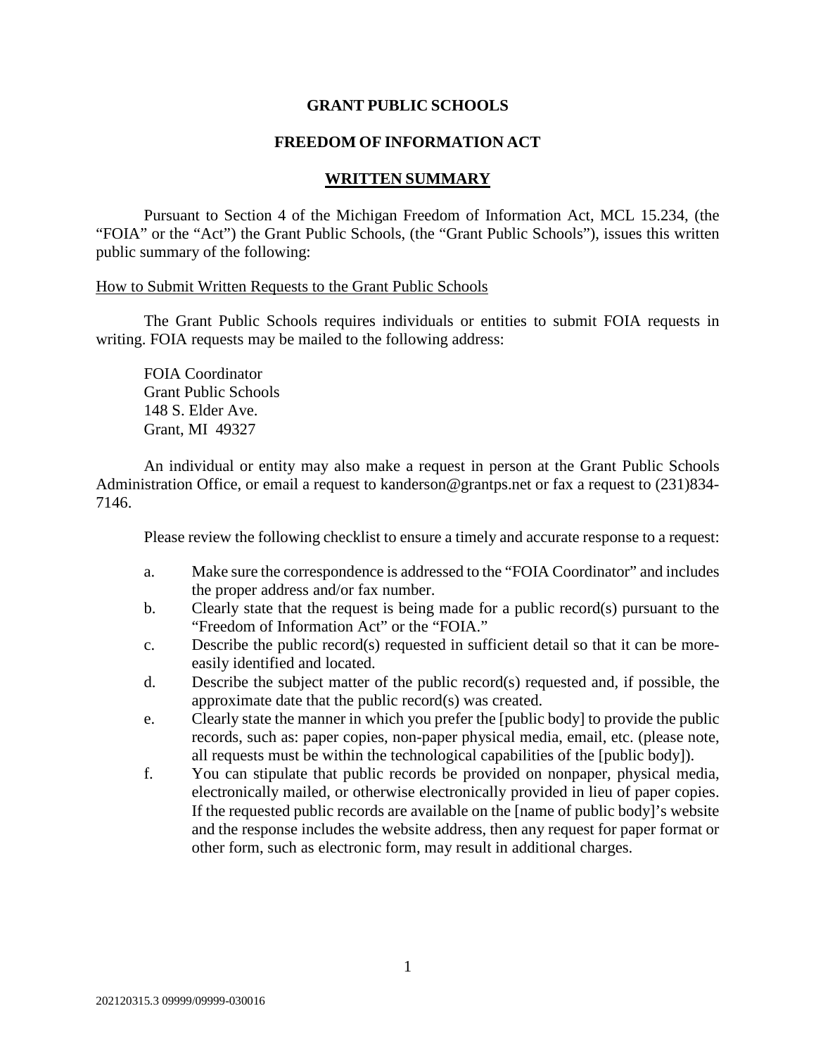# GRANT PUBLIC SCHOOLS

## FREEDOM OF INFORMATION ACT

## WRITTEN SUMMARY

Pursuant to Section 4 of the Michigan Freedom of Information Act, MCL 15.234, (the "FOIA" or the "Act") the Grant Public Schools, (the "Grant Public Schools"), issues this written public summary of the following:

How to Submit Written Requests to the Grant Public Schools

The Grant Public Schools requires individuals or entities to submit FOIA requests in writing. FOIA requests may be mailed to the following address:

FOIA Coordinator
Grant Public Schools
148 S. Elder Ave.
Grant, MI 49327

An individual or entity may also make a request in person at the Grant Public Schools Administration Office, or email a request to kanderson@grantps.net or fax a request to (231)834-7146.

Please review the following checklist to ensure a timely and accurate response to a request:

a. Make sure the correspondence is addressed to the "FOIA Coordinator" and includes the proper address and/or fax number.
b. Clearly state that the request is being made for a public record(s) pursuant to the "Freedom of Information Act" or the "FOIA."
c. Describe the public record(s) requested in sufficient detail so that it can be more-easily identified and located.
d. Describe the subject matter of the public record(s) requested and, if possible, the approximate date that the public record(s) was created.
e. Clearly state the manner in which you prefer the [public body] to provide the public records, such as: paper copies, non-paper physical media, email, etc. (please note, all requests must be within the technological capabilities of the [public body]).
f. You can stipulate that public records be provided on nonpaper, physical media, electronically mailed, or otherwise electronically provided in lieu of paper copies. If the requested public records are available on the [name of public body]'s website and the response includes the website address, then any request for paper format or other form, such as electronic form, may result in additional charges.

202120315.3 09999/09999-030016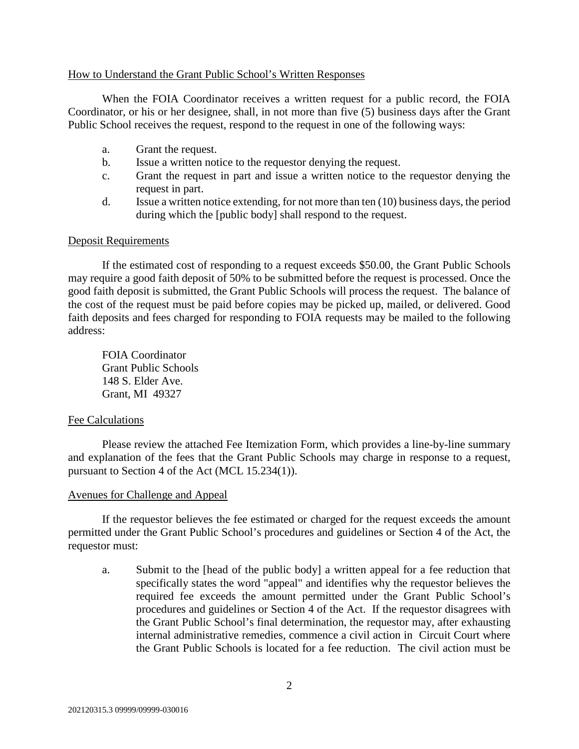How to Understand the Grant Public School's Written Responses

When the FOIA Coordinator receives a written request for a public record, the FOIA Coordinator, or his or her designee, shall, in not more than five (5) business days after the Grant Public School receives the request, respond to the request in one of the following ways:

a. Grant the request.
b. Issue a written notice to the requestor denying the request.
c. Grant the request in part and issue a written notice to the requestor denying the request in part.
d. Issue a written notice extending, for not more than ten (10) business days, the period during which the [public body] shall respond to the request.

Deposit Requirements

If the estimated cost of responding to a request exceeds $50.00, the Grant Public Schools may require a good faith deposit of 50% to be submitted before the request is processed. Once the good faith deposit is submitted, the Grant Public Schools will process the request. The balance of the cost of the request must be paid before copies may be picked up, mailed, or delivered. Good faith deposits and fees charged for responding to FOIA requests may be mailed to the following address:

FOIA Coordinator
Grant Public Schools
148 S. Elder Ave.
Grant, MI 49327

Fee Calculations

Please review the attached Fee Itemization Form, which provides a line-by-line summary and explanation of the fees that the Grant Public Schools may charge in response to a request, pursuant to Section 4 of the Act (MCL 15.234(1)).

Avenues for Challenge and Appeal

If the requestor believes the fee estimated or charged for the request exceeds the amount permitted under the Grant Public School's procedures and guidelines or Section 4 of the Act, the requestor must:

a. Submit to the [head of the public body] a written appeal for a fee reduction that specifically states the word "appeal" and identifies why the requestor believes the required fee exceeds the amount permitted under the Grant Public School's procedures and guidelines or Section 4 of the Act. If the requestor disagrees with the Grant Public School's final determination, the requestor may, after exhausting internal administrative remedies, commence a civil action in Circuit Court where the Grant Public Schools is located for a fee reduction. The civil action must be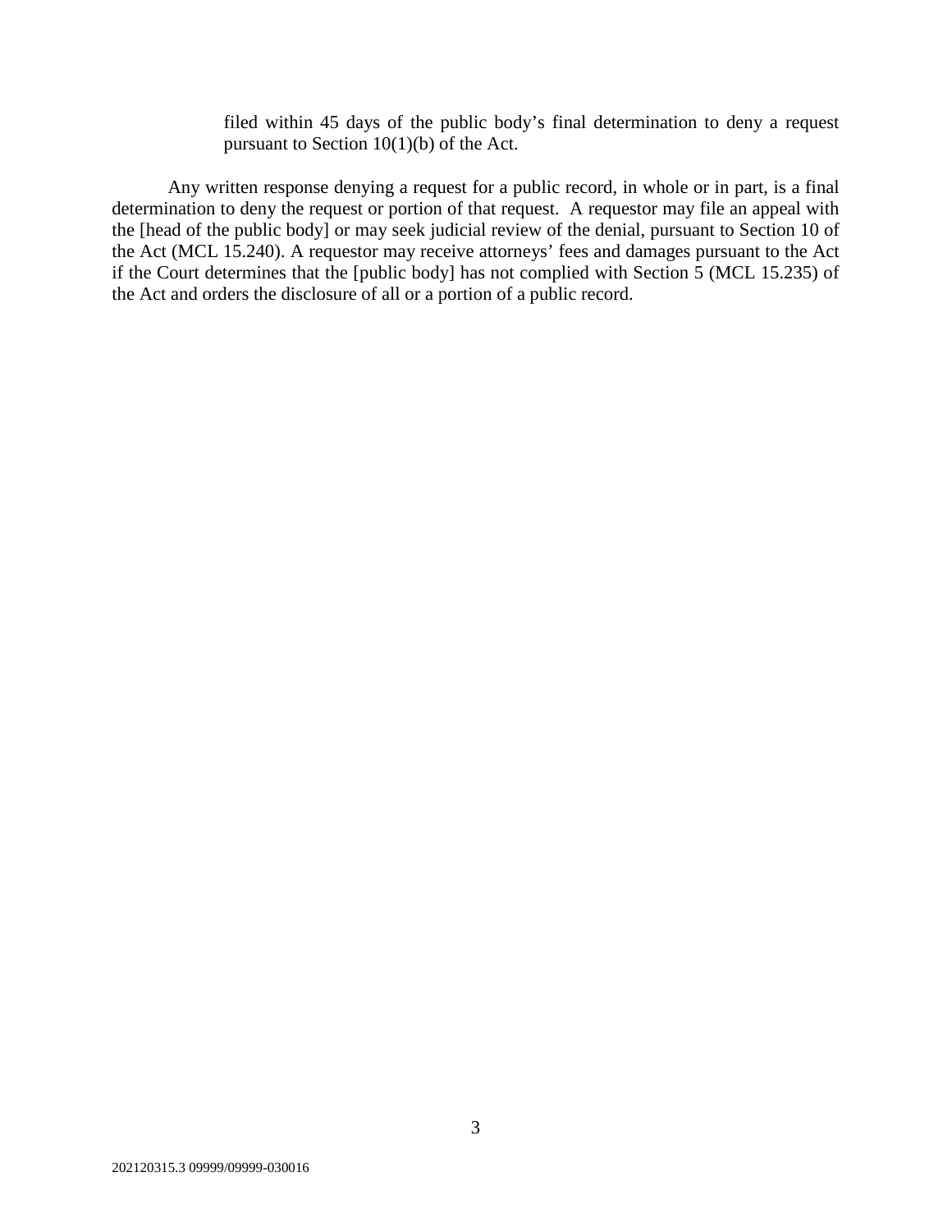filed within 45 days of the public body's final determination to deny a request pursuant to Section 10(1)(b) of the Act.

Any written response denying a request for a public record, in whole or in part, is a final determination to deny the request or portion of that request. A requestor may file an appeal with the [head of the public body] or may seek judicial review of the denial, pursuant to Section 10 of the Act (MCL 15.240). A requestor may receive attorneys' fees and damages pursuant to the Act if the Court determines that the [public body] has not complied with Section 5 (MCL 15.235) of the Act and orders the disclosure of all or a portion of a public record.